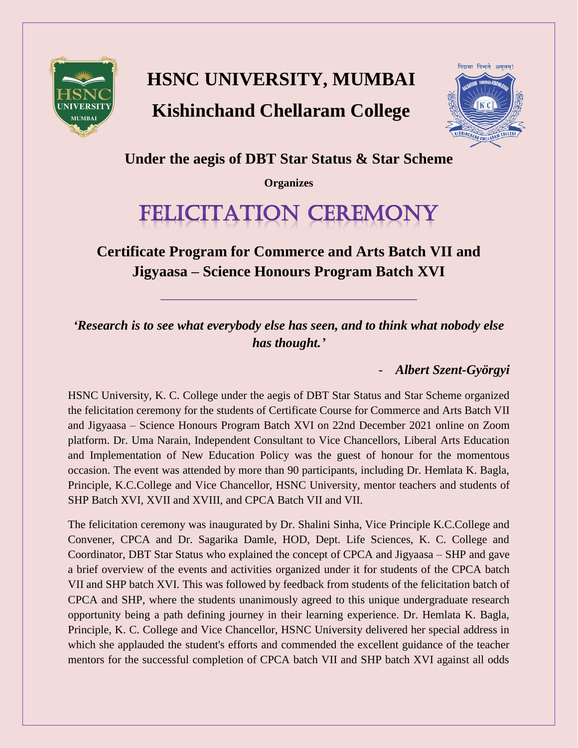# HSNC UNIVERSITY, MUMBAI

# Kishinchand Chellaram College

## Under the aegis of DBT Star Status & Star Scheme

**Organizes**

# FELICITATION CEREMONY

## Certificate Program for Commerce and Arts Batch VII and Jigyaasa – Science Honours Program Batch XVI

---

***'Research is to see what everybody else has seen, and to think what nobody else has thought.'***

***- Albert Szent-Györgyi***

HSNC University, K. C. College under the aegis of DBT Star Status and Star Scheme organized the felicitation ceremony for the students of Certificate Course for Commerce and Arts Batch VII and Jigyaasa – Science Honours Program Batch XVI on 22nd December 2021 online on Zoom platform. Dr. Uma Narain, Independent Consultant to Vice Chancellors, Liberal Arts Education and Implementation of New Education Policy was the guest of honour for the momentous occasion. The event was attended by more than 90 participants, including Dr. Hemlata K. Bagla, Principle, K.C.College and Vice Chancellor, HSNC University, mentor teachers and students of SHP Batch XVI, XVII and XVIII, and CPCA Batch VII and VII.

The felicitation ceremony was inaugurated by Dr. Shalini Sinha, Vice Principle K.C.College and Convener, CPCA and Dr. Sagarika Damle, HOD, Dept. Life Sciences, K. C. College and Coordinator, DBT Star Status who explained the concept of CPCA and Jigyaasa – SHP and gave a brief overview of the events and activities organized under it for students of the CPCA batch VII and SHP batch XVI. This was followed by feedback from students of the felicitation batch of CPCA and SHP, where the students unanimously agreed to this unique undergraduate research opportunity being a path defining journey in their learning experience. Dr. Hemlata K. Bagla, Principle, K. C. College and Vice Chancellor, HSNC University delivered her special address in which she applauded the student's efforts and commended the excellent guidance of the teacher mentors for the successful completion of CPCA batch VII and SHP batch XVI against all odds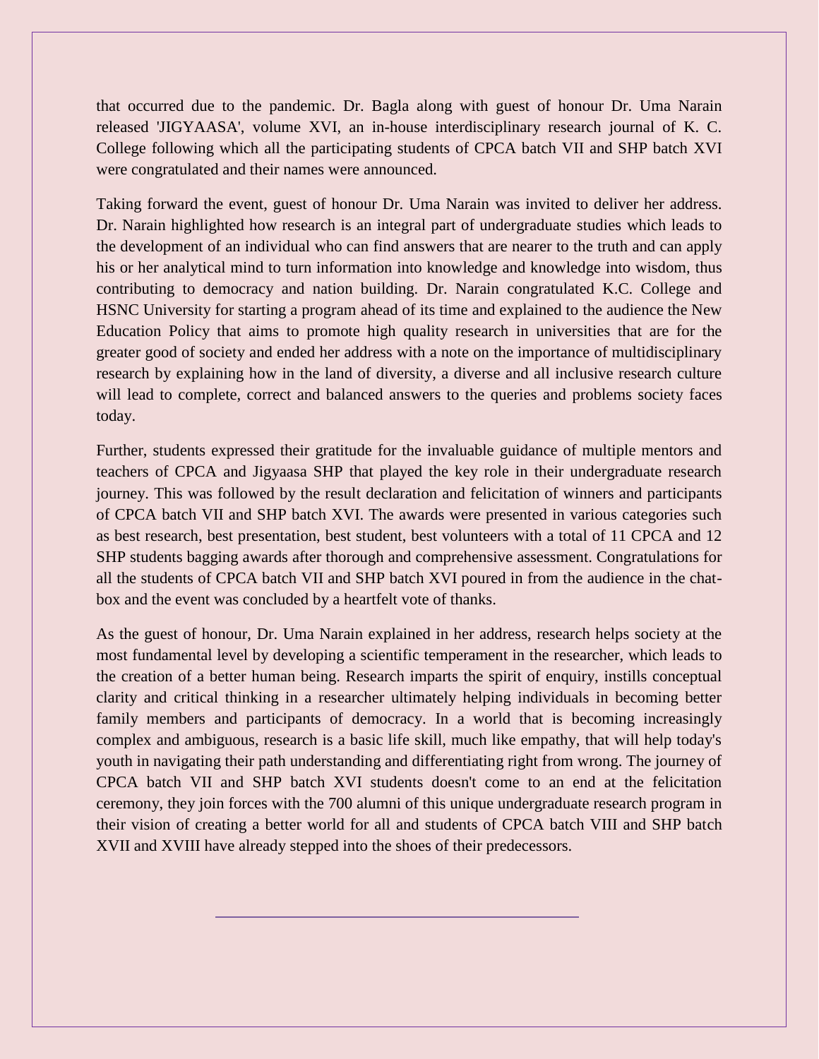that occurred due to the pandemic. Dr. Bagla along with guest of honour Dr. Uma Narain released 'JIGYAASA', volume XVI, an in-house interdisciplinary research journal of K. C. College following which all the participating students of CPCA batch VII and SHP batch XVI were congratulated and their names were announced.

Taking forward the event, guest of honour Dr. Uma Narain was invited to deliver her address. Dr. Narain highlighted how research is an integral part of undergraduate studies which leads to the development of an individual who can find answers that are nearer to the truth and can apply his or her analytical mind to turn information into knowledge and knowledge into wisdom, thus contributing to democracy and nation building. Dr. Narain congratulated K.C. College and HSNC University for starting a program ahead of its time and explained to the audience the New Education Policy that aims to promote high quality research in universities that are for the greater good of society and ended her address with a note on the importance of multidisciplinary research by explaining how in the land of diversity, a diverse and all inclusive research culture will lead to complete, correct and balanced answers to the queries and problems society faces today.

Further, students expressed their gratitude for the invaluable guidance of multiple mentors and teachers of CPCA and Jigyaasa SHP that played the key role in their undergraduate research journey. This was followed by the result declaration and felicitation of winners and participants of CPCA batch VII and SHP batch XVI. The awards were presented in various categories such as best research, best presentation, best student, best volunteers with a total of 11 CPCA and 12 SHP students bagging awards after thorough and comprehensive assessment. Congratulations for all the students of CPCA batch VII and SHP batch XVI poured in from the audience in the chat-box and the event was concluded by a heartfelt vote of thanks.

As the guest of honour, Dr. Uma Narain explained in her address, research helps society at the most fundamental level by developing a scientific temperament in the researcher, which leads to the creation of a better human being. Research imparts the spirit of enquiry, instills conceptual clarity and critical thinking in a researcher ultimately helping individuals in becoming better family members and participants of democracy. In a world that is becoming increasingly complex and ambiguous, research is a basic life skill, much like empathy, that will help today's youth in navigating their path understanding and differentiating right from wrong. The journey of CPCA batch VII and SHP batch XVI students doesn't come to an end at the felicitation ceremony, they join forces with the 700 alumni of this unique undergraduate research program in their vision of creating a better world for all and students of CPCA batch VIII and SHP batch XVII and XVIII have already stepped into the shoes of their predecessors.

---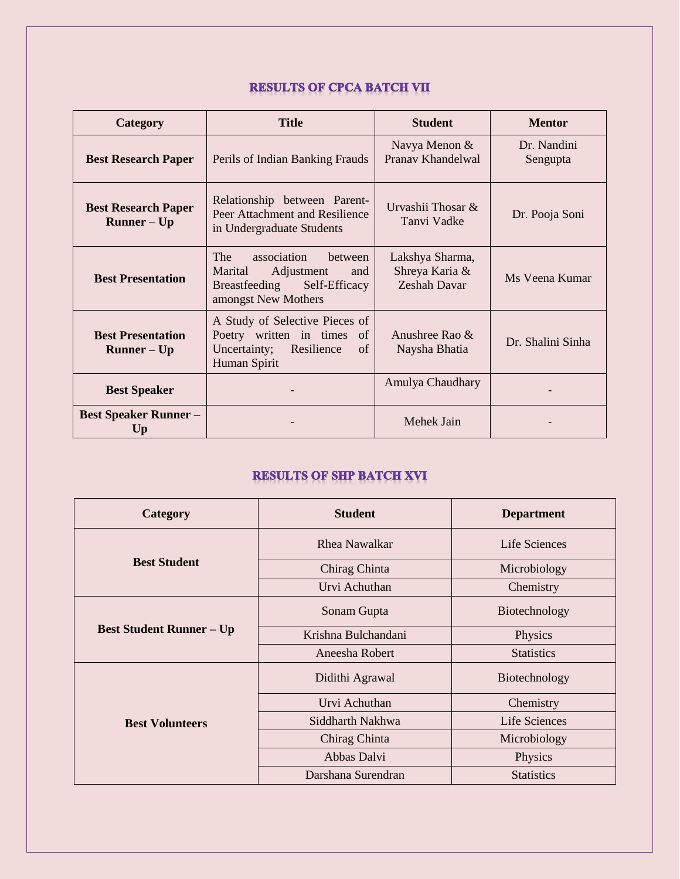## RESULTS OF CPCA BATCH VII

| Category | Title | Student | Mentor |
|---|---|---|---|
| **Best Research Paper** | Perils of Indian Banking Frauds | Navya Menon & Pranav Khandelwal | Dr. Nandini Sengupta |
| **Best Research Paper Runner – Up** | Relationship between Parent-Peer Attachment and Resilience in Undergraduate Students | Urvashii Thosar & Tanvi Vadke | Dr. Pooja Soni |
| **Best Presentation** | The association between Marital Adjustment and Breastfeeding Self-Efficacy amongst New Mothers | Lakshya Sharma, Shreya Karia & Zeshah Davar | Ms Veena Kumar |
| **Best Presentation Runner – Up** | A Study of Selective Pieces of Poetry written in times of Uncertainty; Resilience of Human Spirit | Anushree Rao & Naysha Bhatia | Dr. Shalini Sinha |
| **Best Speaker** | - | Amulya Chaudhary | - |
| **Best Speaker Runner – Up** | - | Mehek Jain | - |

## RESULTS OF SHP BATCH XVI

| Category | Student | Department |
|---|---|---|
| **Best Student** | Rhea Nawalkar | Life Sciences |
| | Chirag Chinta | Microbiology |
| | Urvi Achuthan | Chemistry |
| **Best Student Runner – Up** | Sonam Gupta | Biotechnology |
| | Krishna Bulchandani | Physics |
| | Aneesha Robert | Statistics |
| **Best Volunteers** | Didithi Agrawal | Biotechnology |
| | Urvi Achuthan | Chemistry |
| | Siddharth Nakhwa | Life Sciences |
| | Chirag Chinta | Microbiology |
| | Abbas Dalvi | Physics |
| | Darshana Surendran | Statistics |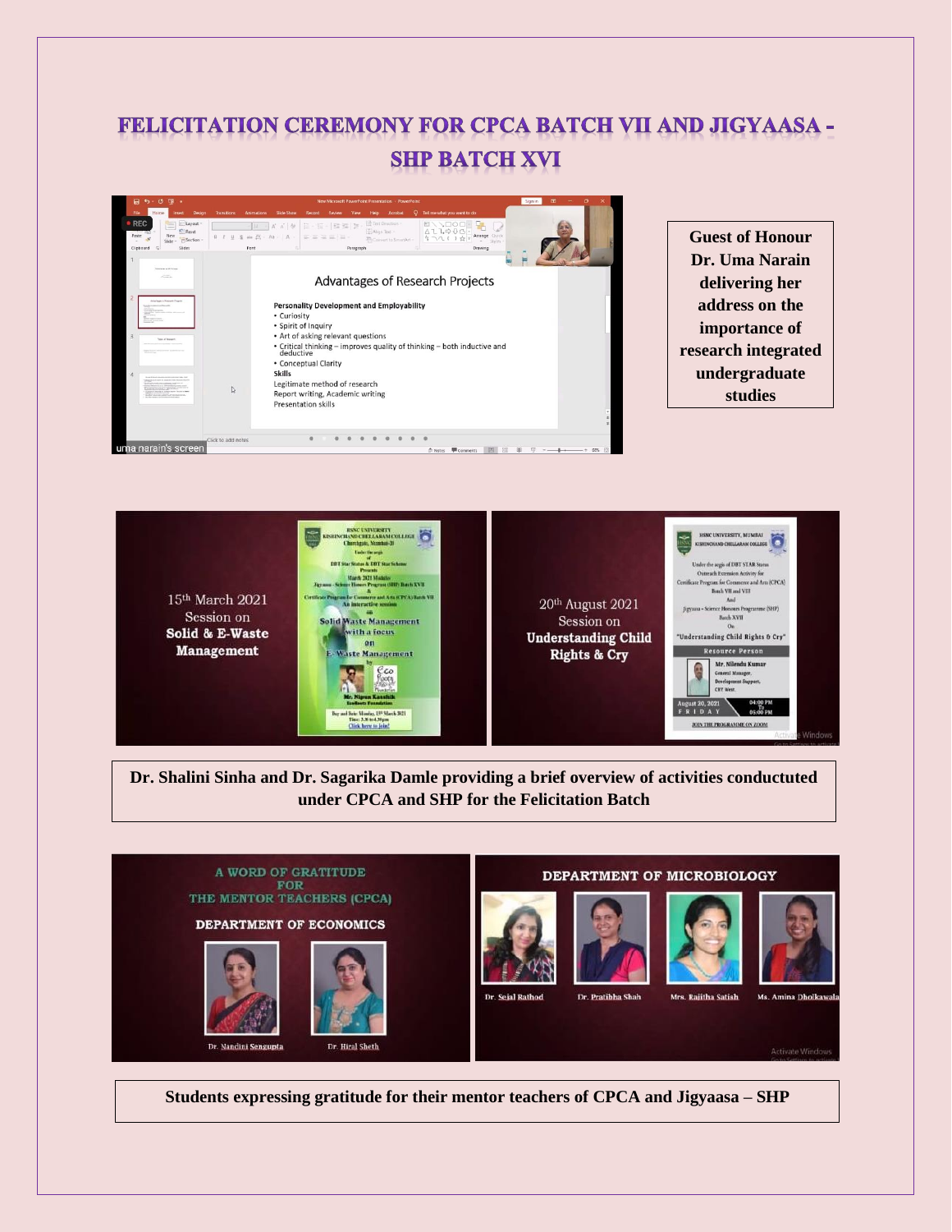# FELICITATION CEREMONY FOR CPCA BATCH VII AND JIGYAASA - SHP BATCH XVI

**Guest of Honour Dr. Uma Narain delivering her address on the importance of research integrated undergraduate studies**

**Dr. Shalini Sinha and Dr. Sagarika Damle providing a brief overview of activities conductuted under CPCA and SHP for the Felicitation Batch**

**Students expressing gratitude for their mentor teachers of CPCA and Jigyaasa – SHP**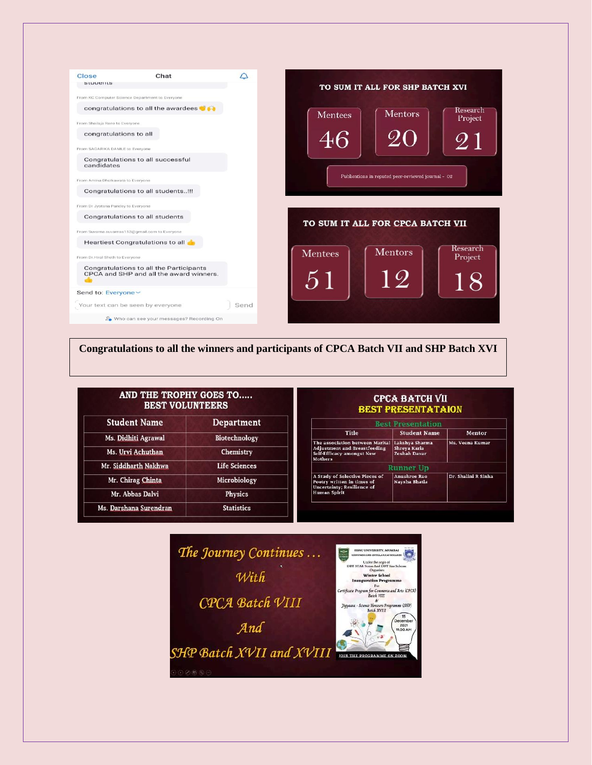Close Chat

students

From KC Computer Science Department to Everyone

congratulations to all the awardees 👏🙌

From Shailaja Rane to Everyone

congratulations to all

From SAGARIKA DAMLE to Everyone

Congratulations to all successful candidates

From Amina Dholkawala to Everyone

Congratulations to all students..!!!

From Dr Jyotsna Pandey to Everyone

Congratulations to all students

From Suvarna auvarnas152@gmail.com to Everyone

Heartiest Congratulations to all 👍

From Dr.Hiral Sheth to Everyone

Congratulations to all the Participants CPCA and SHP and all the award winners. 👍

Send to: Everyone

Your text can be seen by everyone Send

Who can see your messages? Recording On

## TO SUM IT ALL FOR SHP BATCH XVI

| Mentees | Mentors | Research Project |
|---|---|---|
| 46 | 20 | 21 |

Publications in reputed peer-reviewed journal - 02

## TO SUM IT ALL FOR CPCA BATCH VII

| Mentees | Mentors | Research Project |
|---|---|---|
| 51 | 12 | 18 |

**Congratulations to all the winners and participants of CPCA Batch VII and SHP Batch XVI**

## AND THE TROPHY GOES TO..... BEST VOLUNTEERS

| Student Name | Department |
|---|---|
| Ms. Didhiti Agrawal | Biotechnology |
| Ms. Urvi Achuthan | Chemistry |
| Mr. Siddharth Nakhwa | Life Sciences |
| Mr. Chirag Chinta | Microbiology |
| Mr. Abbas Dalvi | Physics |
| Ms. Darshana Surendran | Statistics |

## CPCA BATCH VII BEST PRESENTATAION

| Title | Student Name | Mentor |
|---|---|---|
| **Best Presentation** | | |
| The association between Marital Adjustment and Breastfeeding Self-Efficacy amongst New Mothers | Lakshya Sharma, Shreya Karla, Zeshah Davar | Ms. Veena Kumar |
| **Runner Up** | | |
| A Study of Selective Pieces of Poetry written in times of Uncertainty; Resilience of Human Spirit | Anushree Rao, Naysha Bhatla | Dr. Shalini R Sinha |

*The Journey Continues ...*

*With*

*CPCA Batch VIII*

*And*

*SHP Batch XVII and XVIII*

HSNC UNIVERSITY, MUMBAI
KISHINCHAND CHELLARAM COLLEGE
Under the aegis of
DBT STAR Status And DST Star Scheme
Organizes
Winter School
Inauguration Programme
For
Certificate Program for Commerce and Arts (CPCA) Batch VIII
&
Jigyaasa - Science Honours Programme (SHP) Batch XVIII
15 December 2021 11.00 AM
JOIN THE PROGRAMME ON ZOOM